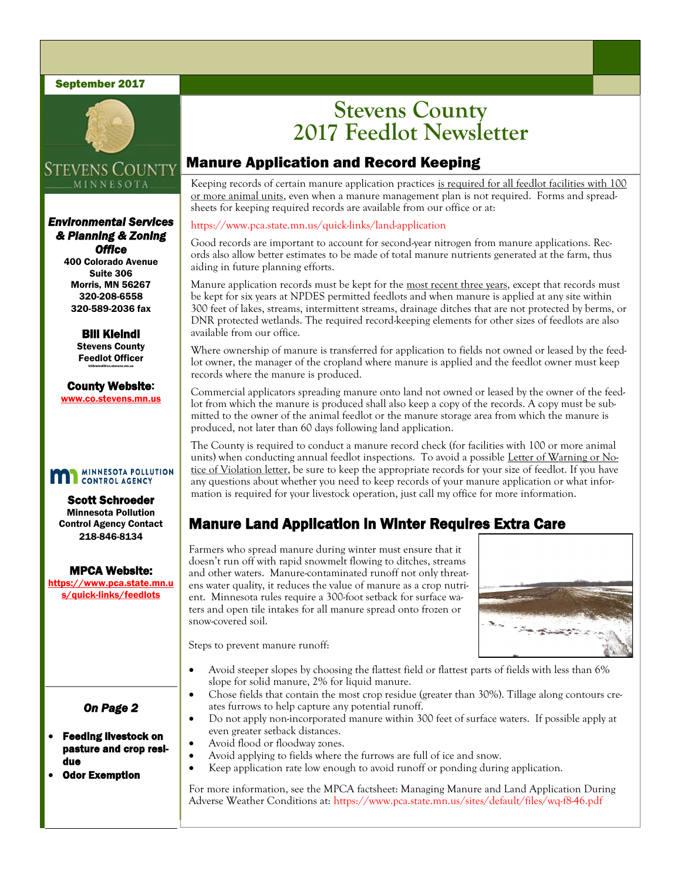September 2017

# Stevens County 2017 Feedlot Newsletter

## Manure Application and Record Keeping

Keeping records of certain manure application practices is required for all feedlot facilities with 100 or more animal units, even when a manure management plan is not required. Forms and spreadsheets for keeping required records are available from our office or at:

https://www.pca.state.mn.us/quick-links/land-application

Good records are important to account for second-year nitrogen from manure applications. Records also allow better estimates to be made of total manure nutrients generated at the farm, thus aiding in future planning efforts.

Manure application records must be kept for the most recent three years, except that records must be kept for six years at NPDES permitted feedlots and when manure is applied at any site within 300 feet of lakes, streams, intermittent streams, drainage ditches that are not protected by berms, or DNR protected wetlands. The required record-keeping elements for other sizes of feedlots are also available from our office.

Where ownership of manure is transferred for application to fields not owned or leased by the feedlot owner, the manager of the cropland where manure is applied and the feedlot owner must keep records where the manure is produced.

Commercial applicators spreading manure onto land not owned or leased by the owner of the feedlot from which the manure is produced shall also keep a copy of the records. A copy must be submitted to the owner of the animal feedlot or the manure storage area from which the manure is produced, not later than 60 days following land application.

The County is required to conduct a manure record check (for facilities with 100 or more animal units) when conducting annual feedlot inspections. To avoid a possible Letter of Warning or Notice of Violation letter, be sure to keep the appropriate records for your size of feedlot. If you have any questions about whether you need to keep records of your manure application or what information is required for your livestock operation, just call my office for more information.

## Manure Land Application in Winter Requires Extra Care

Farmers who spread manure during winter must ensure that it doesn't run off with rapid snowmelt flowing to ditches, streams and other waters. Manure-contaminated runoff not only threatens water quality, it reduces the value of manure as a crop nutrient. Minnesota rules require a 300-foot setback for surface waters and open tile intakes for all manure spread onto frozen or snow-covered soil.

Steps to prevent manure runoff:

- Avoid steeper slopes by choosing the flattest field or flattest parts of fields with less than 6% slope for solid manure, 2% for liquid manure.
- Chose fields that contain the most crop residue (greater than 30%). Tillage along contours creates furrows to help capture any potential runoff.
- Do not apply non-incorporated manure within 300 feet of surface waters. If possible apply at even greater setback distances.
- Avoid flood or floodway zones.
- Avoid applying to fields where the furrows are full of ice and snow.
- Keep application rate low enough to avoid runoff or ponding during application.

For more information, see the MPCA factsheet: Managing Manure and Land Application During Adverse Weather Conditions at: https://www.pca.state.mn.us/sites/default/files/wq-f8-46.pdf

---

STEVENS COUNTY
MINNESOTA

***Environmental Services & Planning & Zoning Office***
**400 Colorado Avenue**
**Suite 306**
**Morris, MN 56267**
**320-208-6558**
**320-589-2036 fax**

**Bill Kleindl**
**Stevens County Feedlot Officer**
billkleindl@co.stevens.mn.us

**County Website:**
www.co.stevens.mn.us

MINNESOTA POLLUTION CONTROL AGENCY

**Scott Schroeder**
**Minnesota Pollution Control Agency Contact**
**218-846-8134**

**MPCA Website:**
https://www.pca.state.mn.us/quick-links/feedlots

***On Page 2***

- **Feeding livestock on pasture and crop residue**
- **Odor Exemption**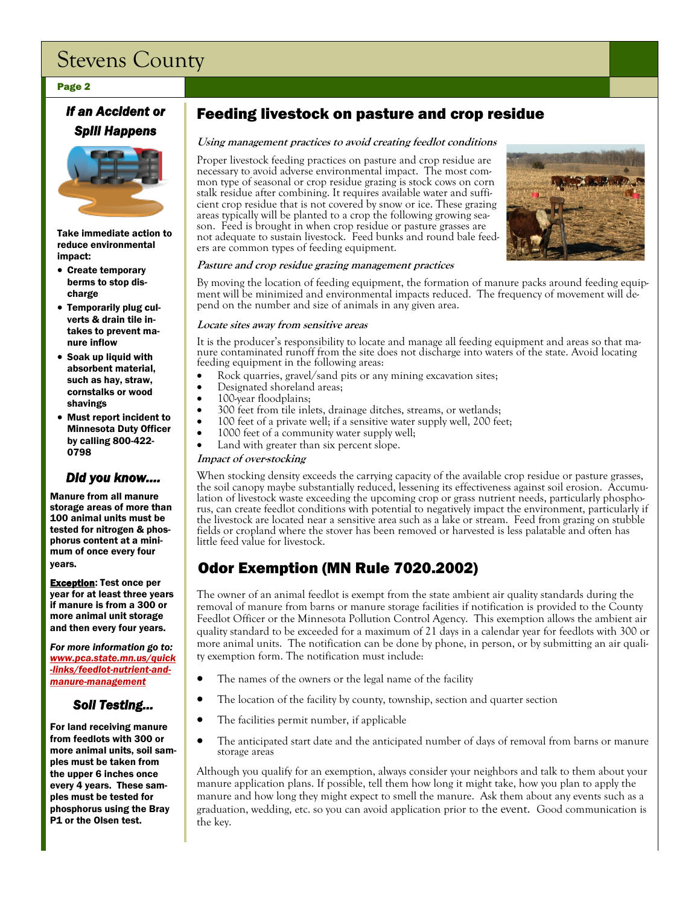## If an Accident or Spill Happens

**Take immediate action to reduce environmental impact:**

- **Create temporary berms to stop discharge**
- **Temporarily plug culverts & drain tile intakes to prevent manure inflow**
- **Soak up liquid with absorbent material, such as hay, straw, cornstalks or wood shavings**
- **Must report incident to Minnesota Duty Officer by calling 800-422-0798**

## Did you know....

**Manure from all manure storage areas of more than 100 animal units must be tested for nitrogen & phosphorus content at a minimum of once every four years.**

**Exception: Test once per year for at least three years if manure is from a 300 or more animal unit storage and then every four years.**

***For more information go to: www.pca.state.mn.us/quick-links/feedlot-nutrient-and-manure-management***

## Soil Testing...

**For land receiving manure from feedlots with 300 or more animal units, soil samples must be taken from the upper 6 inches once every 4 years. These samples must be tested for phosphorus using the Bray P1 or the Olsen test.**

# Feeding livestock on pasture and crop residue

***Using management practices to avoid creating feedlot conditions***

Proper livestock feeding practices on pasture and crop residue are necessary to avoid adverse environmental impact. The most common type of seasonal or crop residue grazing is stock cows on corn stalk residue after combining. It requires available water and sufficient crop residue that is not covered by snow or ice. These grazing areas typically will be planted to a crop the following growing season. Feed is brought in when crop residue or pasture grasses are not adequate to sustain livestock. Feed bunks and round bale feeders are common types of feeding equipment.

***Pasture and crop residue grazing management practices***

By moving the location of feeding equipment, the formation of manure packs around feeding equipment will be minimized and environmental impacts reduced. The frequency of movement will depend on the number and size of animals in any given area.

***Locate sites away from sensitive areas***

It is the producer's responsibility to locate and manage all feeding equipment and areas so that manure contaminated runoff from the site does not discharge into waters of the state. Avoid locating feeding equipment in the following areas:

- Rock quarries, gravel/sand pits or any mining excavation sites;
- Designated shoreland areas;
- 100-year floodplains;
- 300 feet from tile inlets, drainage ditches, streams, or wetlands;
- 100 feet of a private well; if a sensitive water supply well, 200 feet;
- 1000 feet of a community water supply well;
- Land with greater than six percent slope.

***Impact of over-stocking***

When stocking density exceeds the carrying capacity of the available crop residue or pasture grasses, the soil canopy maybe substantially reduced, lessening its effectiveness against soil erosion. Accumulation of livestock waste exceeding the upcoming crop or grass nutrient needs, particularly phosphorus, can create feedlot conditions with potential to negatively impact the environment, particularly if the livestock are located near a sensitive area such as a lake or stream. Feed from grazing on stubble fields or cropland where the stover has been removed or harvested is less palatable and often has little feed value for livestock.

# Odor Exemption (MN Rule 7020.2002)

The owner of an animal feedlot is exempt from the state ambient air quality standards during the removal of manure from barns or manure storage facilities if notification is provided to the County Feedlot Officer or the Minnesota Pollution Control Agency. This exemption allows the ambient air quality standard to be exceeded for a maximum of 21 days in a calendar year for feedlots with 300 or more animal units. The notification can be done by phone, in person, or by submitting an air quality exemption form. The notification must include:

- The names of the owners or the legal name of the facility
- The location of the facility by county, township, section and quarter section
- The facilities permit number, if applicable
- The anticipated start date and the anticipated number of days of removal from barns or manure storage areas

Although you qualify for an exemption, always consider your neighbors and talk to them about your manure application plans. If possible, tell them how long it might take, how you plan to apply the manure and how long they might expect to smell the manure. Ask them about any events such as a graduation, wedding, etc. so you can avoid application prior to the event. Good communication is the key.